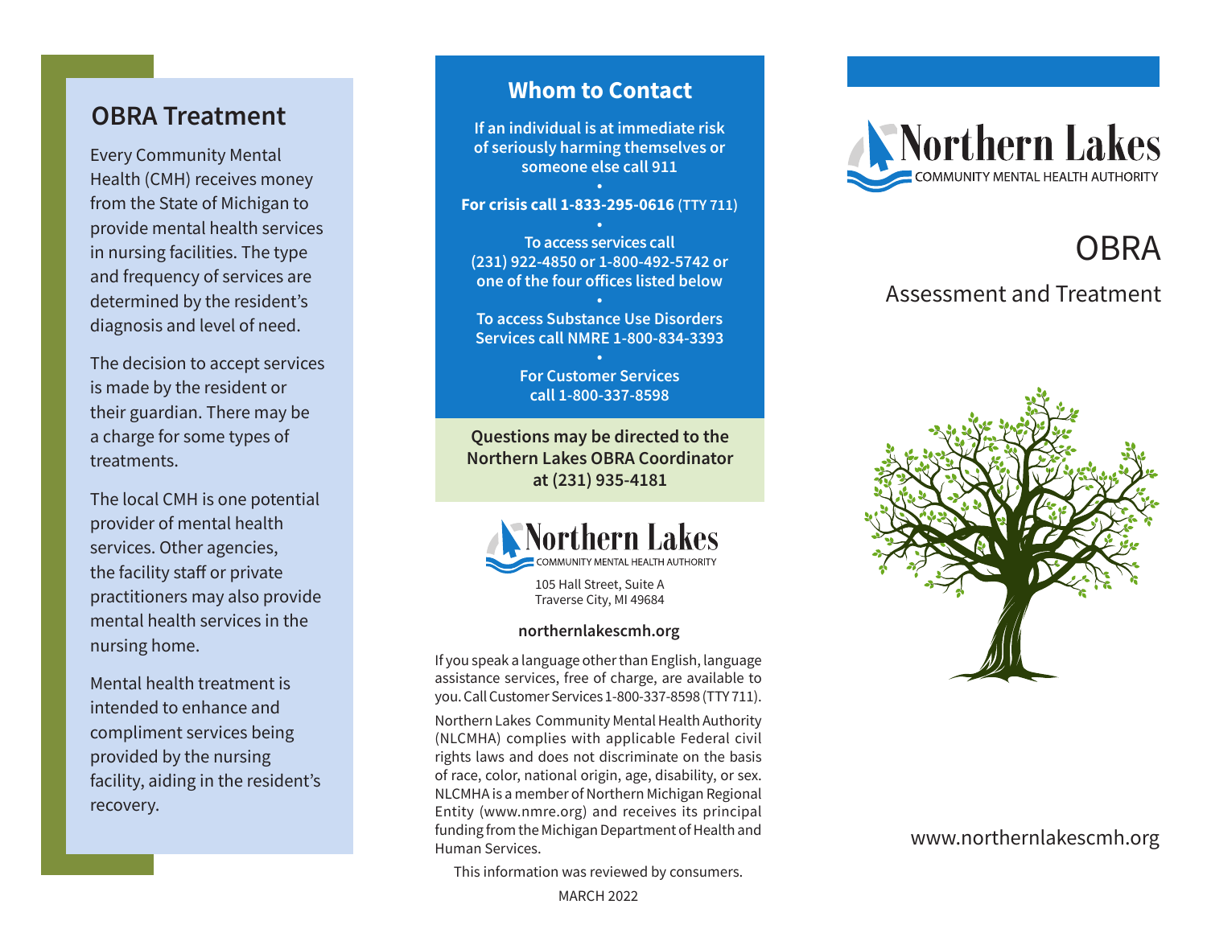## OBRA Treatment

Every Community Mental Health (CMH) receives money from the State of Michigan to provide mental health services in nursing facilities. The type and frequency of services are determined by the resident's diagnosis and level of need.

The decision to accept services is made by the resident or their guardian. There may be a charge for some types of treatments.

The local CMH is one potential provider of mental health services. Other agencies, the facility staff or private practitioners may also provide mental health services in the nursing home.

Mental health treatment is intended to enhance and compliment services being provided by the nursing facility, aiding in the resident's recovery.

## Whom to Contact

**If an individual is at immediate risk of seriously harming themselves or someone else call 911**

•

**For crisis call 1-833-295-0616 (TTY 711)**

•

**To access services call (231) 922-4850 or 1-800-492-5742 or one of the four offices listed below**

•

**To access Substance Use Disorders Services call NMRE 1-800-834-3393**

•

**For Customer Services call 1-800-337-8598**

**Questions may be directed to the Northern Lakes OBRA Coordinator at (231) 935-4181**

Northern Lakes
COMMUNITY MENTAL HEALTH AUTHORITY

105 Hall Street, Suite A
Traverse City, MI 49684

**northernlakescmh.org**

If you speak a language other than English, language assistance services, free of charge, are available to you. Call Customer Services 1-800-337-8598 (TTY 711).

Northern Lakes Community Mental Health Authority (NLCMHA) complies with applicable Federal civil rights laws and does not discriminate on the basis of race, color, national origin, age, disability, or sex. NLCMHA is a member of Northern Michigan Regional Entity (www.nmre.org) and receives its principal funding from the Michigan Department of Health and Human Services.

This information was reviewed by consumers.

MARCH 2022

Northern Lakes
COMMUNITY MENTAL HEALTH AUTHORITY

# OBRA

## Assessment and Treatment

www.northernlakescmh.org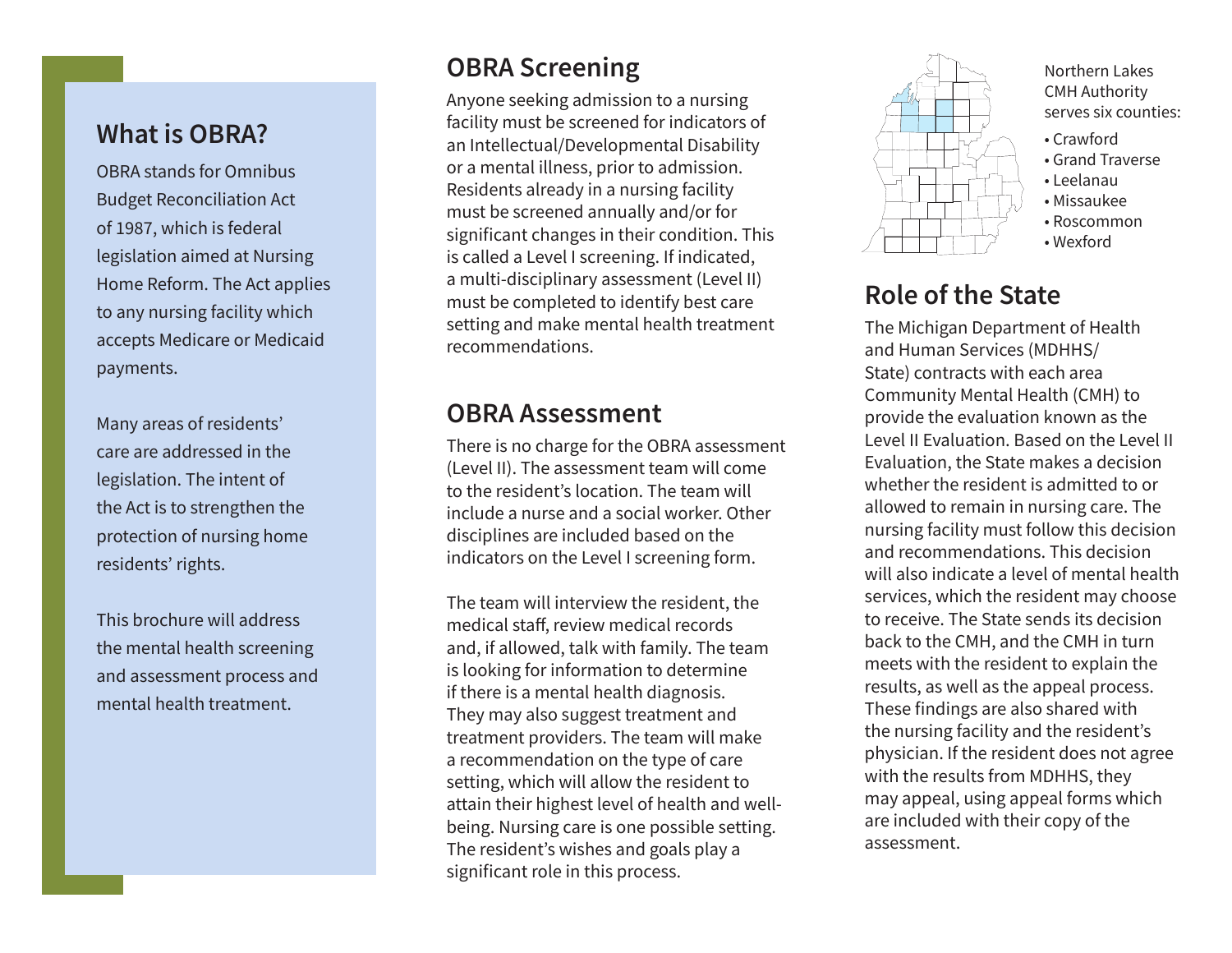## What is OBRA?

OBRA stands for Omnibus Budget Reconciliation Act of 1987, which is federal legislation aimed at Nursing Home Reform. The Act applies to any nursing facility which accepts Medicare or Medicaid payments.

Many areas of residents' care are addressed in the legislation. The intent of the Act is to strengthen the protection of nursing home residents' rights.

This brochure will address the mental health screening and assessment process and mental health treatment.

## OBRA Screening

Anyone seeking admission to a nursing facility must be screened for indicators of an Intellectual/Developmental Disability or a mental illness, prior to admission. Residents already in a nursing facility must be screened annually and/or for significant changes in their condition. This is called a Level I screening. If indicated, a multi-disciplinary assessment (Level II) must be completed to identify best care setting and make mental health treatment recommendations.

## OBRA Assessment

There is no charge for the OBRA assessment (Level II). The assessment team will come to the resident's location. The team will include a nurse and a social worker. Other disciplines are included based on the indicators on the Level I screening form.

The team will interview the resident, the medical staff, review medical records and, if allowed, talk with family. The team is looking for information to determine if there is a mental health diagnosis. They may also suggest treatment and treatment providers. The team will make a recommendation on the type of care setting, which will allow the resident to attain their highest level of health and well-being. Nursing care is one possible setting. The resident's wishes and goals play a significant role in this process.

Northern Lakes CMH Authority serves six counties:

- Crawford
- Grand Traverse
- Leelanau
- Missaukee
- Roscommon
- Wexford

## Role of the State

The Michigan Department of Health and Human Services (MDHHS/State) contracts with each area Community Mental Health (CMH) to provide the evaluation known as the Level II Evaluation. Based on the Level II Evaluation, the State makes a decision whether the resident is admitted to or allowed to remain in nursing care. The nursing facility must follow this decision and recommendations. This decision will also indicate a level of mental health services, which the resident may choose to receive. The State sends its decision back to the CMH, and the CMH in turn meets with the resident to explain the results, as well as the appeal process. These findings are also shared with the nursing facility and the resident's physician. If the resident does not agree with the results from MDHHS, they may appeal, using appeal forms which are included with their copy of the assessment.